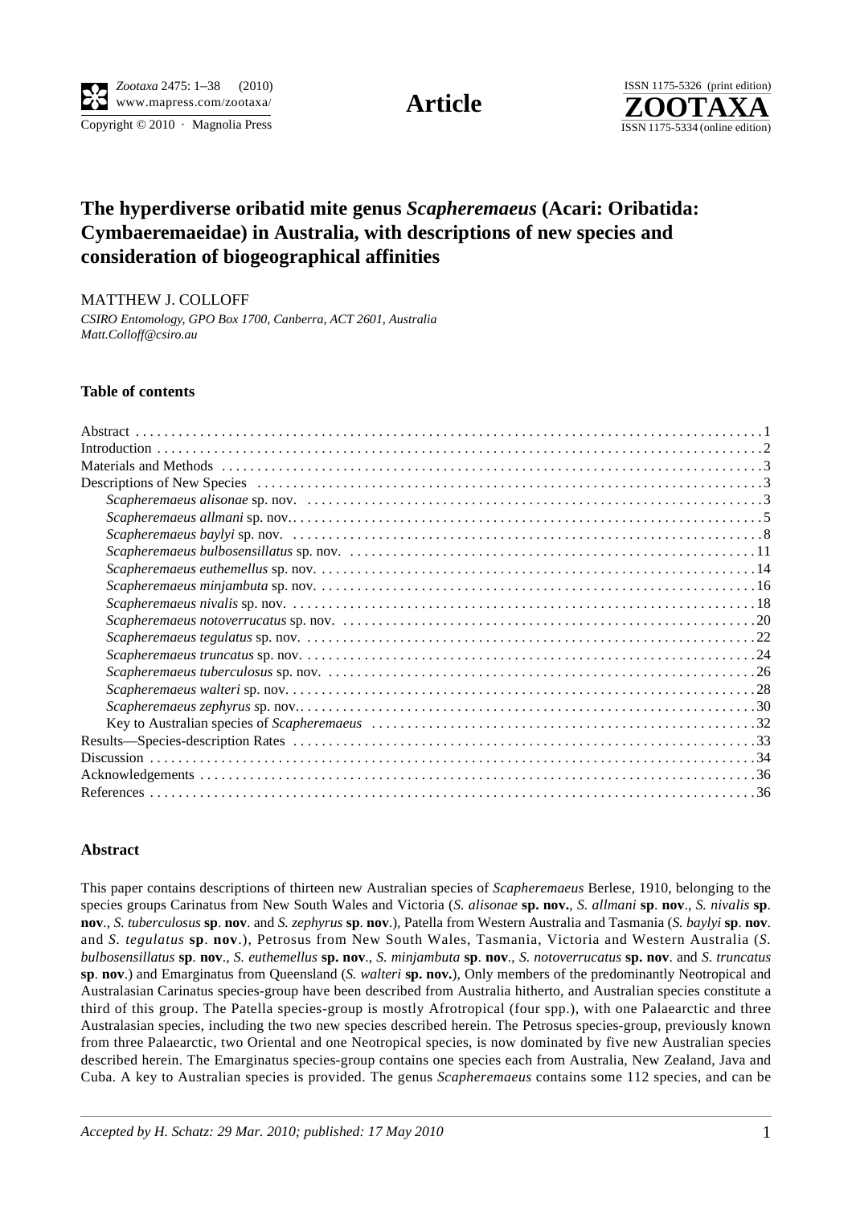Article

# The hyperdiverse oribatid mite genus *Scapheremaeus* (Acari: Oribatida: Cymbaeremaeidae) in Australia, with descriptions of new species and consideration of biogeographical affinities

MATTHEW J. COLLOFF

*CSIRO Entomology, GPO Box 1700, Canberra, ACT 2601, Australia*
*Matt.Colloff@csiro.au*

### Table of contents

Abstract . . . . . 1
Introduction . . . . . 2
Materials and Methods . . . . . 3
Descriptions of New Species . . . . . 3
- *Scapheremaeus alisonae* sp. nov. . . . . . 3
- *Scapheremaeus allmani* sp. nov.. . . . . 5
- *Scapheremaeus baylyi* sp. nov. . . . . . 8
- *Scapheremaeus bulbosensillatus* sp. nov. . . . . . 11
- *Scapheremaeus euthemellus* sp. nov. . . . . . 14
- *Scapheremaeus minjambuta* sp. nov. . . . . . 16
- *Scapheremaeus nivalis* sp. nov. . . . . . 18
- *Scapheremaeus notoverrucatus* sp. nov. . . . . . 20
- *Scapheremaeus tegulatus* sp. nov. . . . . . 22
- *Scapheremaeus truncatus* sp. nov. . . . . . 24
- *Scapheremaeus tuberculosus* sp. nov. . . . . . 26
- *Scapheremaeus walteri* sp. nov. . . . . . 28
- *Scapheremaeus zephyrus* sp. nov.. . . . . 30
- Key to Australian species of *Scapheremaeus* . . . . . 32

Results—Species-description Rates . . . . . 33
Discussion . . . . . 34
Acknowledgements . . . . . 36
References . . . . . 36

### Abstract

This paper contains descriptions of thirteen new Australian species of *Scapheremaeus* Berlese, 1910, belonging to the species groups Carinatus from New South Wales and Victoria (*S. alisonae* **sp. nov.**, *S. allmani* **sp**. **nov**., *S. nivalis* **sp**. **nov**., *S. tuberculosus* **sp**. **nov**. and *S. zephyrus* **sp**. **nov**.), Patella from Western Australia and Tasmania (*S. baylyi* **sp**. **nov**. and *S. tegulatus* **sp**. **nov**.), Petrosus from New South Wales, Tasmania, Victoria and Western Australia (*S. bulbosensillatus* **sp**. **nov**., *S. euthemellus* **sp. nov**., *S. minjambuta* **sp**. **nov**., *S. notoverrucatus* **sp. nov**. and *S. truncatus* **sp**. **nov**.) and Emarginatus from Queensland (*S. walteri* **sp. nov.**), Only members of the predominantly Neotropical and Australasian Carinatus species-group have been described from Australia hitherto, and Australian species constitute a third of this group. The Patella species-group is mostly Afrotropical (four spp.), with one Palaearctic and three Australasian species, including the two new species described herein. The Petrosus species-group, previously known from three Palaearctic, two Oriental and one Neotropical species, is now dominated by five new Australian species described herein. The Emarginatus species-group contains one species each from Australia, New Zealand, Java and Cuba. A key to Australian species is provided. The genus *Scapheremaeus* contains some 112 species, and can be

*Accepted by H. Schatz: 29 Mar. 2010; published: 17 May 2010*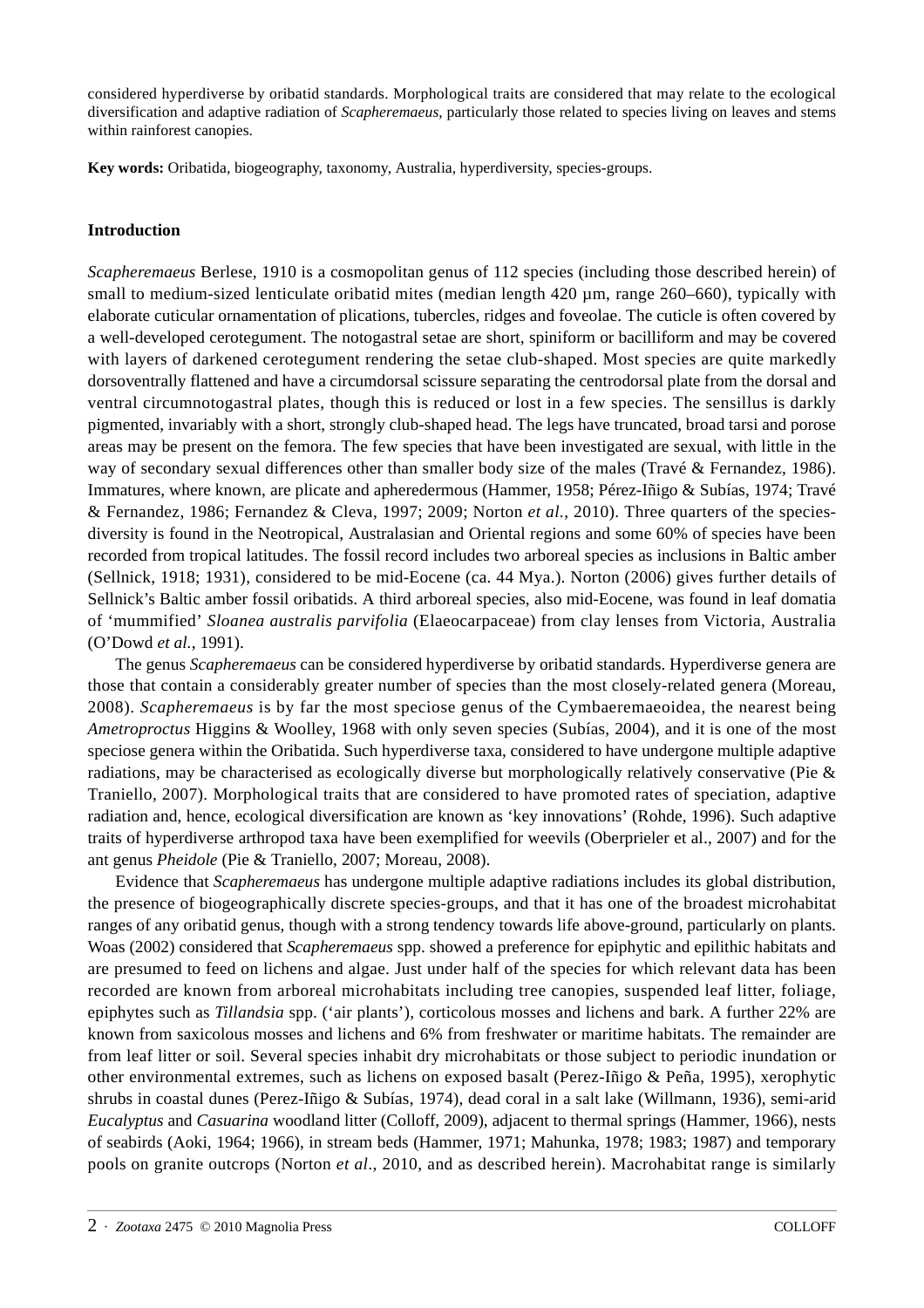considered hyperdiverse by oribatid standards. Morphological traits are considered that may relate to the ecological diversification and adaptive radiation of *Scapheremaeus*, particularly those related to species living on leaves and stems within rainforest canopies.

**Key words:** Oribatida, biogeography, taxonomy, Australia, hyperdiversity, species-groups.

## Introduction

*Scapheremaeus* Berlese, 1910 is a cosmopolitan genus of 112 species (including those described herein) of small to medium-sized lenticulate oribatid mites (median length 420 µm, range 260–660), typically with elaborate cuticular ornamentation of plications, tubercles, ridges and foveolae. The cuticle is often covered by a well-developed cerotegument. The notogastral setae are short, spiniform or bacilliform and may be covered with layers of darkened cerotegument rendering the setae club-shaped. Most species are quite markedly dorsoventrally flattened and have a circumdorsal scissure separating the centrodorsal plate from the dorsal and ventral circumnotogastral plates, though this is reduced or lost in a few species. The sensillus is darkly pigmented, invariably with a short, strongly club-shaped head. The legs have truncated, broad tarsi and porose areas may be present on the femora. The few species that have been investigated are sexual, with little in the way of secondary sexual differences other than smaller body size of the males (Travé & Fernandez, 1986). Immatures, where known, are plicate and apheredermous (Hammer, 1958; Pérez-Iñigo & Subías, 1974; Travé & Fernandez, 1986; Fernandez & Cleva, 1997; 2009; Norton *et al.*, 2010). Three quarters of the species-diversity is found in the Neotropical, Australasian and Oriental regions and some 60% of species have been recorded from tropical latitudes. The fossil record includes two arboreal species as inclusions in Baltic amber (Sellnick, 1918; 1931), considered to be mid-Eocene (ca. 44 Mya.). Norton (2006) gives further details of Sellnick's Baltic amber fossil oribatids. A third arboreal species, also mid-Eocene, was found in leaf domatia of 'mummified' *Sloanea australis parvifolia* (Elaeocarpaceae) from clay lenses from Victoria, Australia (O'Dowd *et al.*, 1991).

The genus *Scapheremaeus* can be considered hyperdiverse by oribatid standards. Hyperdiverse genera are those that contain a considerably greater number of species than the most closely-related genera (Moreau, 2008). *Scapheremaeus* is by far the most speciose genus of the Cymbaeremaeoidea, the nearest being *Ametroproctus* Higgins & Woolley, 1968 with only seven species (Subías, 2004), and it is one of the most speciose genera within the Oribatida. Such hyperdiverse taxa, considered to have undergone multiple adaptive radiations, may be characterised as ecologically diverse but morphologically relatively conservative (Pie & Traniello, 2007). Morphological traits that are considered to have promoted rates of speciation, adaptive radiation and, hence, ecological diversification are known as 'key innovations' (Rohde, 1996). Such adaptive traits of hyperdiverse arthropod taxa have been exemplified for weevils (Oberprieler et al., 2007) and for the ant genus *Pheidole* (Pie & Traniello, 2007; Moreau, 2008).

Evidence that *Scapheremaeus* has undergone multiple adaptive radiations includes its global distribution, the presence of biogeographically discrete species-groups, and that it has one of the broadest microhabitat ranges of any oribatid genus, though with a strong tendency towards life above-ground, particularly on plants. Woas (2002) considered that *Scapheremaeus* spp. showed a preference for epiphytic and epilithic habitats and are presumed to feed on lichens and algae. Just under half of the species for which relevant data has been recorded are known from arboreal microhabitats including tree canopies, suspended leaf litter, foliage, epiphytes such as *Tillandsia* spp. ('air plants'), corticolous mosses and lichens and bark. A further 22% are known from saxicolous mosses and lichens and 6% from freshwater or maritime habitats. The remainder are from leaf litter or soil. Several species inhabit dry microhabitats or those subject to periodic inundation or other environmental extremes, such as lichens on exposed basalt (Perez-Iñigo & Peña, 1995), xerophytic shrubs in coastal dunes (Perez-Iñigo & Subías, 1974), dead coral in a salt lake (Willmann, 1936), semi-arid *Eucalyptus* and *Casuarina* woodland litter (Colloff, 2009), adjacent to thermal springs (Hammer, 1966), nests of seabirds (Aoki, 1964; 1966), in stream beds (Hammer, 1971; Mahunka, 1978; 1983; 1987) and temporary pools on granite outcrops (Norton *et al.*, 2010, and as described herein). Macrohabitat range is similarly